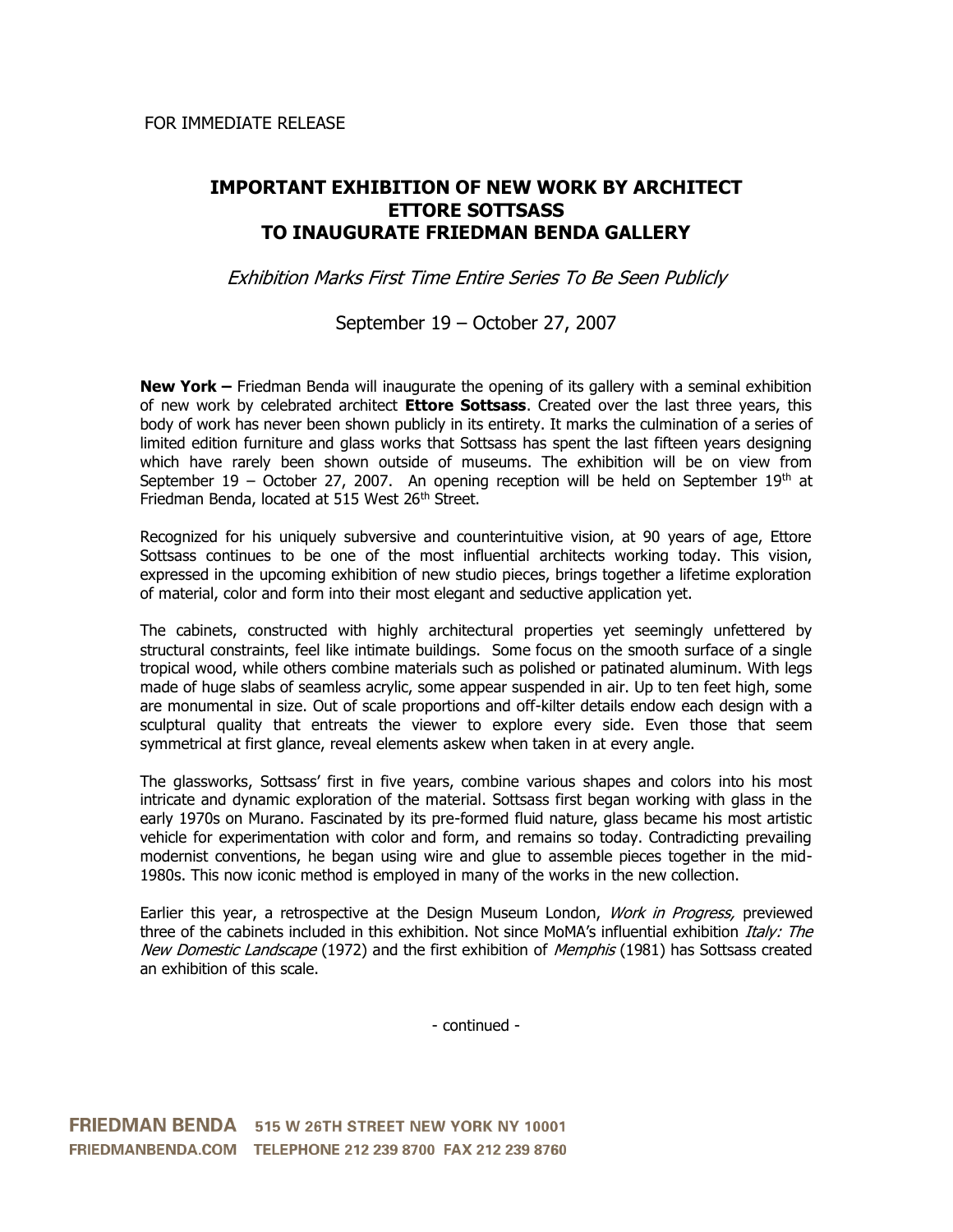FOR IMMEDIATE RELEASE

# IMPORTANT EXHIBITION OF NEW WORK BY ARCHITECT ETTORE SOTTSASS TO INAUGURATE FRIEDMAN BENDA GALLERY

*Exhibition Marks First Time Entire Series To Be Seen Publicly*

September 19 – October 27, 2007

**New York –** Friedman Benda will inaugurate the opening of its gallery with a seminal exhibition of new work by celebrated architect **Ettore Sottsass**. Created over the last three years, this body of work has never been shown publicly in its entirety. It marks the culmination of a series of limited edition furniture and glass works that Sottsass has spent the last fifteen years designing which have rarely been shown outside of museums. The exhibition will be on view from September 19 – October 27, 2007. An opening reception will be held on September 19th at Friedman Benda, located at 515 West 26th Street.

Recognized for his uniquely subversive and counterintuitive vision, at 90 years of age, Ettore Sottsass continues to be one of the most influential architects working today. This vision, expressed in the upcoming exhibition of new studio pieces, brings together a lifetime exploration of material, color and form into their most elegant and seductive application yet.

The cabinets, constructed with highly architectural properties yet seemingly unfettered by structural constraints, feel like intimate buildings. Some focus on the smooth surface of a single tropical wood, while others combine materials such as polished or patinated aluminum. With legs made of huge slabs of seamless acrylic, some appear suspended in air. Up to ten feet high, some are monumental in size. Out of scale proportions and off-kilter details endow each design with a sculptural quality that entreats the viewer to explore every side. Even those that seem symmetrical at first glance, reveal elements askew when taken in at every angle.

The glassworks, Sottsass' first in five years, combine various shapes and colors into his most intricate and dynamic exploration of the material. Sottsass first began working with glass in the early 1970s on Murano. Fascinated by its pre-formed fluid nature, glass became his most artistic vehicle for experimentation with color and form, and remains so today. Contradicting prevailing modernist conventions, he began using wire and glue to assemble pieces together in the mid-1980s. This now iconic method is employed in many of the works in the new collection.

Earlier this year, a retrospective at the Design Museum London, *Work in Progress,* previewed three of the cabinets included in this exhibition. Not since MoMA's influential exhibition *Italy: The New Domestic Landscape* (1972) and the first exhibition of *Memphis* (1981) has Sottsass created an exhibition of this scale.

- continued -

**FRIEDMAN BENDA** 515 W 26TH STREET NEW YORK NY 10001
FRIEDMANBENDA.COM TELEPHONE 212 239 8700 FAX 212 239 8760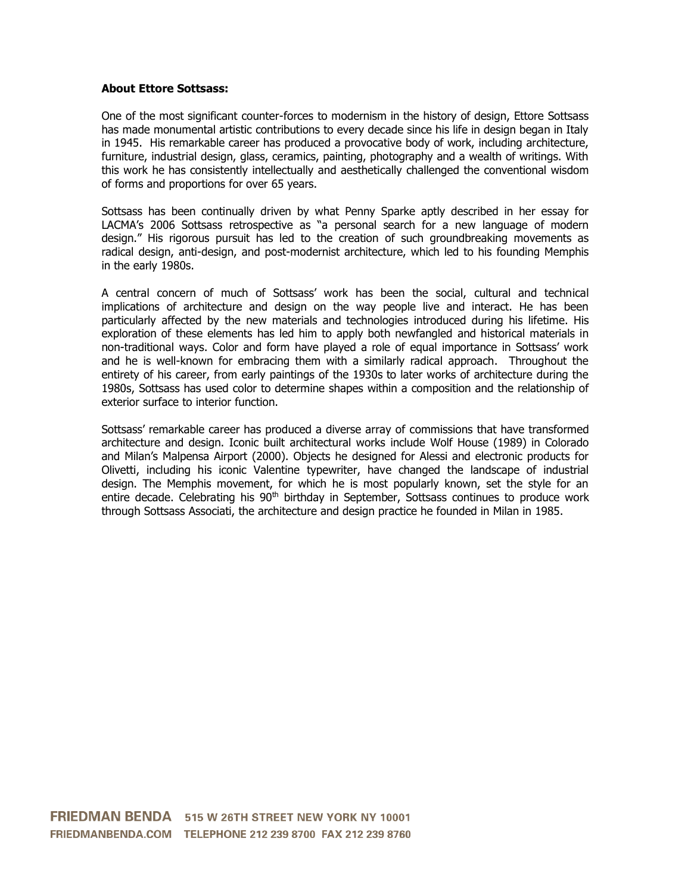**About Ettore Sottsass:**

One of the most significant counter-forces to modernism in the history of design, Ettore Sottsass has made monumental artistic contributions to every decade since his life in design began in Italy in 1945. His remarkable career has produced a provocative body of work, including architecture, furniture, industrial design, glass, ceramics, painting, photography and a wealth of writings. With this work he has consistently intellectually and aesthetically challenged the conventional wisdom of forms and proportions for over 65 years.

Sottsass has been continually driven by what Penny Sparke aptly described in her essay for LACMA's 2006 Sottsass retrospective as "a personal search for a new language of modern design." His rigorous pursuit has led to the creation of such groundbreaking movements as radical design, anti-design, and post-modernist architecture, which led to his founding Memphis in the early 1980s.

A central concern of much of Sottsass' work has been the social, cultural and technical implications of architecture and design on the way people live and interact. He has been particularly affected by the new materials and technologies introduced during his lifetime. His exploration of these elements has led him to apply both newfangled and historical materials in non-traditional ways. Color and form have played a role of equal importance in Sottsass' work and he is well-known for embracing them with a similarly radical approach. Throughout the entirety of his career, from early paintings of the 1930s to later works of architecture during the 1980s, Sottsass has used color to determine shapes within a composition and the relationship of exterior surface to interior function.

Sottsass' remarkable career has produced a diverse array of commissions that have transformed architecture and design. Iconic built architectural works include Wolf House (1989) in Colorado and Milan's Malpensa Airport (2000). Objects he designed for Alessi and electronic products for Olivetti, including his iconic Valentine typewriter, have changed the landscape of industrial design. The Memphis movement, for which he is most popularly known, set the style for an entire decade. Celebrating his 90th birthday in September, Sottsass continues to produce work through Sottsass Associati, the architecture and design practice he founded in Milan in 1985.

FRIEDMAN BENDA 515 W 26TH STREET NEW YORK NY 10001
FRIEDMANBENDA.COM TELEPHONE 212 239 8700 FAX 212 239 8760